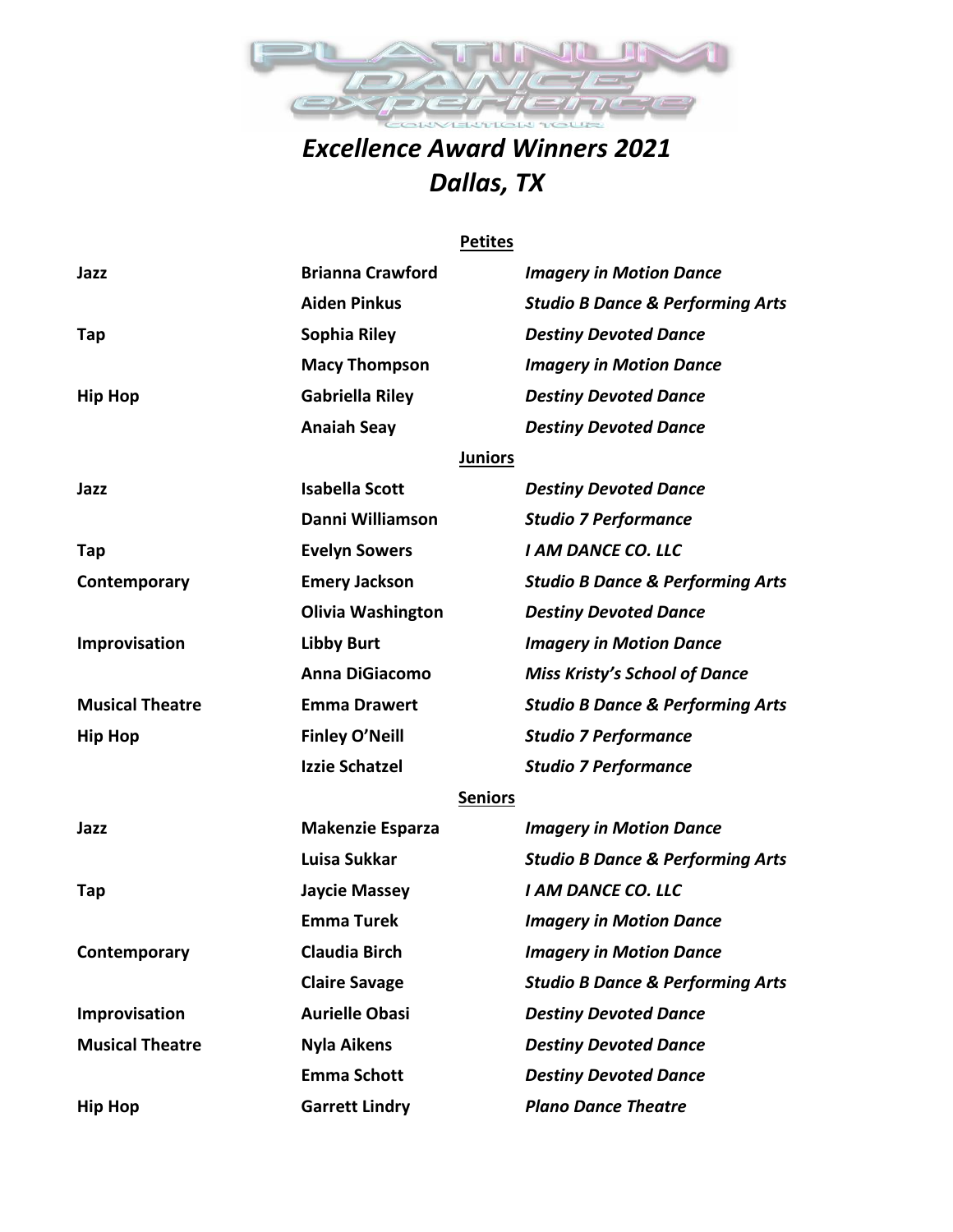# Excellence Award Winners 2021
## Dallas, TX

### Petites

| | | |
|---|---|---|
| **Jazz** | **Brianna Crawford** | ***Imagery in Motion Dance*** |
| | **Aiden Pinkus** | ***Studio B Dance & Performing Arts*** |
| **Tap** | **Sophia Riley** | ***Destiny Devoted Dance*** |
| | **Macy Thompson** | ***Imagery in Motion Dance*** |
| **Hip Hop** | **Gabriella Riley** | ***Destiny Devoted Dance*** |
| | **Anaiah Seay** | ***Destiny Devoted Dance*** |

### Juniors

| | | |
|---|---|---|
| **Jazz** | **Isabella Scott** | ***Destiny Devoted Dance*** |
| | **Danni Williamson** | ***Studio 7 Performance*** |
| **Tap** | **Evelyn Sowers** | ***I AM DANCE CO. LLC*** |
| **Contemporary** | **Emery Jackson** | ***Studio B Dance & Performing Arts*** |
| | **Olivia Washington** | ***Destiny Devoted Dance*** |
| **Improvisation** | **Libby Burt** | ***Imagery in Motion Dance*** |
| | **Anna DiGiacomo** | ***Miss Kristy's School of Dance*** |
| **Musical Theatre** | **Emma Drawert** | ***Studio B Dance & Performing Arts*** |
| **Hip Hop** | **Finley O'Neill** | ***Studio 7 Performance*** |
| | **Izzie Schatzel** | ***Studio 7 Performance*** |

### Seniors

| | | |
|---|---|---|
| **Jazz** | **Makenzie Esparza** | ***Imagery in Motion Dance*** |
| | **Luisa Sukkar** | ***Studio B Dance & Performing Arts*** |
| **Tap** | **Jaycie Massey** | ***I AM DANCE CO. LLC*** |
| | **Emma Turek** | ***Imagery in Motion Dance*** |
| **Contemporary** | **Claudia Birch** | ***Imagery in Motion Dance*** |
| | **Claire Savage** | ***Studio B Dance & Performing Arts*** |
| **Improvisation** | **Aurielle Obasi** | ***Destiny Devoted Dance*** |
| **Musical Theatre** | **Nyla Aikens** | ***Destiny Devoted Dance*** |
| | **Emma Schott** | ***Destiny Devoted Dance*** |
| **Hip Hop** | **Garrett Lindry** | ***Plano Dance Theatre*** |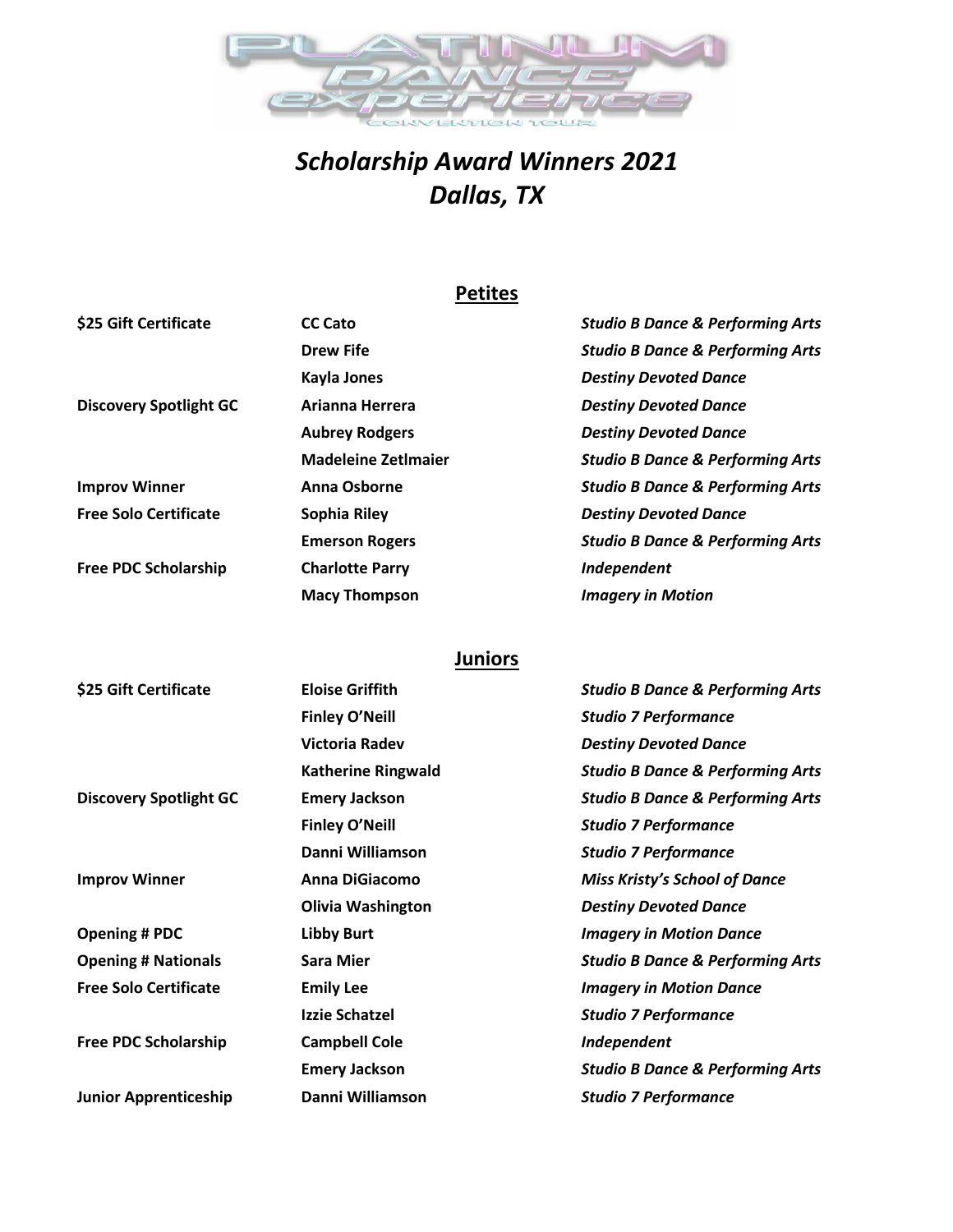# *Scholarship Award Winners 2021*
# *Dallas, TX*

## Petites

| Award | Name | Studio |
|---|---|---|
| **$25 Gift Certificate** | **CC Cato** | ***Studio B Dance & Performing Arts*** |
| | **Drew Fife** | ***Studio B Dance & Performing Arts*** |
| | **Kayla Jones** | ***Destiny Devoted Dance*** |
| **Discovery Spotlight GC** | **Arianna Herrera** | ***Destiny Devoted Dance*** |
| | **Aubrey Rodgers** | ***Destiny Devoted Dance*** |
| | **Madeleine Zetlmaier** | ***Studio B Dance & Performing Arts*** |
| **Improv Winner** | **Anna Osborne** | ***Studio B Dance & Performing Arts*** |
| **Free Solo Certificate** | **Sophia Riley** | ***Destiny Devoted Dance*** |
| | **Emerson Rogers** | ***Studio B Dance & Performing Arts*** |
| **Free PDC Scholarship** | **Charlotte Parry** | ***Independent*** |
| | **Macy Thompson** | ***Imagery in Motion*** |

## Juniors

| Award | Name | Studio |
|---|---|---|
| **$25 Gift Certificate** | **Eloise Griffith** | ***Studio B Dance & Performing Arts*** |
| | **Finley O'Neill** | ***Studio 7 Performance*** |
| | **Victoria Radev** | ***Destiny Devoted Dance*** |
| | **Katherine Ringwald** | ***Studio B Dance & Performing Arts*** |
| **Discovery Spotlight GC** | **Emery Jackson** | ***Studio B Dance & Performing Arts*** |
| | **Finley O'Neill** | ***Studio 7 Performance*** |
| | **Danni Williamson** | ***Studio 7 Performance*** |
| **Improv Winner** | **Anna DiGiacomo** | ***Miss Kristy's School of Dance*** |
| | **Olivia Washington** | ***Destiny Devoted Dance*** |
| **Opening # PDC** | **Libby Burt** | ***Imagery in Motion Dance*** |
| **Opening # Nationals** | **Sara Mier** | ***Studio B Dance & Performing Arts*** |
| **Free Solo Certificate** | **Emily Lee** | ***Imagery in Motion Dance*** |
| | **Izzie Schatzel** | ***Studio 7 Performance*** |
| **Free PDC Scholarship** | **Campbell Cole** | ***Independent*** |
| | **Emery Jackson** | ***Studio B Dance & Performing Arts*** |
| **Junior Apprenticeship** | **Danni Williamson** | ***Studio 7 Performance*** |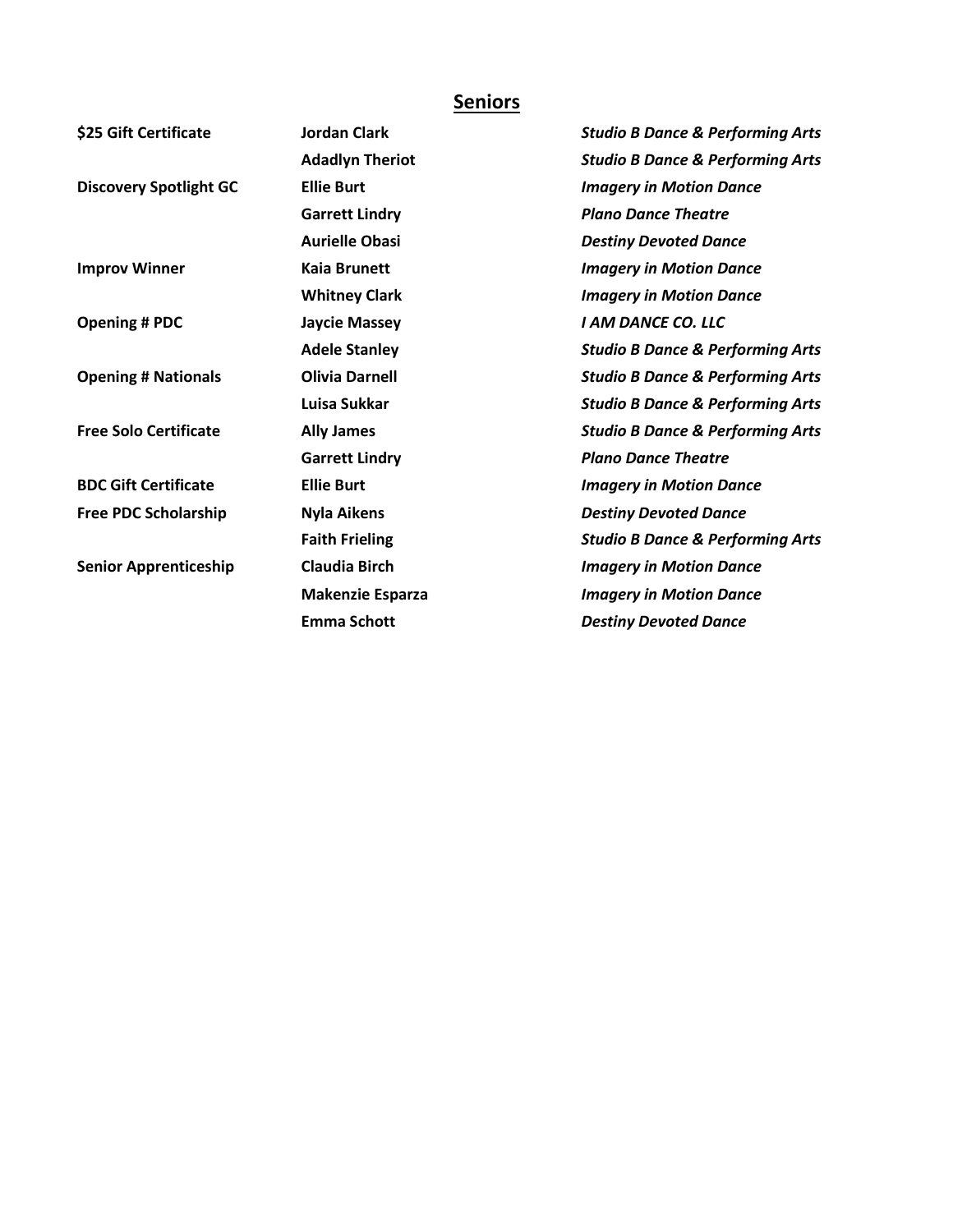## Seniors

| | | |
|---|---|---|
| **$25 Gift Certificate** | **Jordan Clark** | ***Studio B Dance & Performing Arts*** |
| | **Adadlyn Theriot** | ***Studio B Dance & Performing Arts*** |
| **Discovery Spotlight GC** | **Ellie Burt** | ***Imagery in Motion Dance*** |
| | **Garrett Lindry** | ***Plano Dance Theatre*** |
| | **Aurielle Obasi** | ***Destiny Devoted Dance*** |
| **Improv Winner** | **Kaia Brunett** | ***Imagery in Motion Dance*** |
| | **Whitney Clark** | ***Imagery in Motion Dance*** |
| **Opening # PDC** | **Jaycie Massey** | ***I AM DANCE CO. LLC*** |
| | **Adele Stanley** | ***Studio B Dance & Performing Arts*** |
| **Opening # Nationals** | **Olivia Darnell** | ***Studio B Dance & Performing Arts*** |
| | **Luisa Sukkar** | ***Studio B Dance & Performing Arts*** |
| **Free Solo Certificate** | **Ally James** | ***Studio B Dance & Performing Arts*** |
| | **Garrett Lindry** | ***Plano Dance Theatre*** |
| **BDC Gift Certificate** | **Ellie Burt** | ***Imagery in Motion Dance*** |
| **Free PDC Scholarship** | **Nyla Aikens** | ***Destiny Devoted Dance*** |
| | **Faith Frieling** | ***Studio B Dance & Performing Arts*** |
| **Senior Apprenticeship** | **Claudia Birch** | ***Imagery in Motion Dance*** |
| | **Makenzie Esparza** | ***Imagery in Motion Dance*** |
| | **Emma Schott** | ***Destiny Devoted Dance*** |